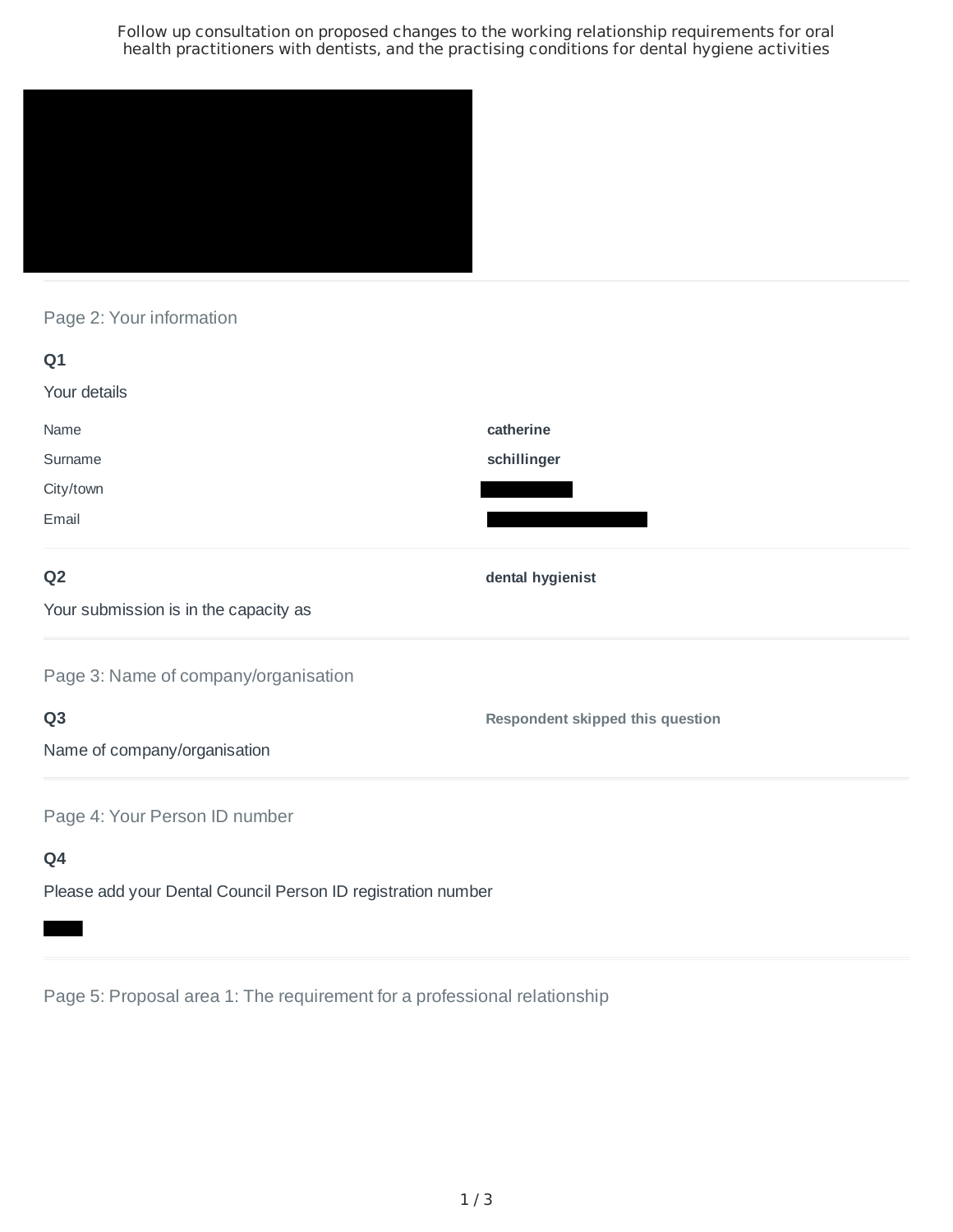Follow up consultation on proposed changes to the working relationship requirements for oral health practitioners with dentists, and the practising conditions for dental hygiene activities

## Page 2: Your information

**Q1**

Your details

| | |
|---|---|
| Name | **catherine** |
| Surname | **schillinger** |
| City/town | |
| Email | |

**Q2**

Your submission is in the capacity as

**dental hygienist**

## Page 3: Name of company/organisation

**Q3**

Name of company/organisation

**Respondent skipped this question**

## Page 4: Your Person ID number

**Q4**

Please add your Dental Council Person ID registration number

## Page 5: Proposal area 1: The requirement for a professional relationship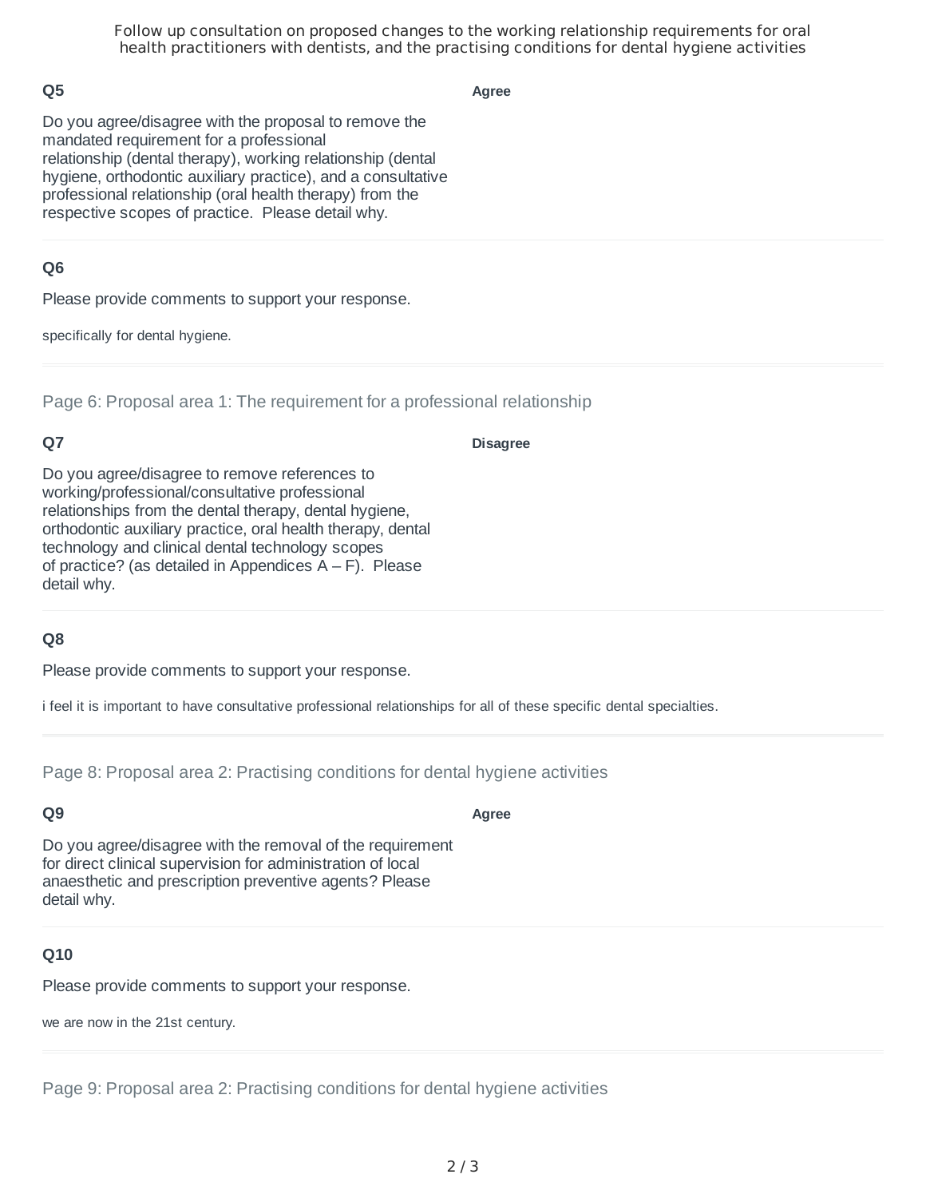### Q5

**Agree**

Do you agree/disagree with the proposal to remove the mandated requirement for a professional relationship (dental therapy), working relationship (dental hygiene, orthodontic auxiliary practice), and a consultative professional relationship (oral health therapy) from the respective scopes of practice. Please detail why.

### Q6

Please provide comments to support your response.

specifically for dental hygiene.

## Page 6: Proposal area 1: The requirement for a professional relationship

### Q7

**Disagree**

Do you agree/disagree to remove references to working/professional/consultative professional relationships from the dental therapy, dental hygiene, orthodontic auxiliary practice, oral health therapy, dental technology and clinical dental technology scopes of practice? (as detailed in Appendices A – F). Please detail why.

### Q8

Please provide comments to support your response.

i feel it is important to have consultative professional relationships for all of these specific dental specialties.

## Page 8: Proposal area 2: Practising conditions for dental hygiene activities

### Q9

**Agree**

Do you agree/disagree with the removal of the requirement for direct clinical supervision for administration of local anaesthetic and prescription preventive agents? Please detail why.

### Q10

Please provide comments to support your response.

we are now in the 21st century.

## Page 9: Proposal area 2: Practising conditions for dental hygiene activities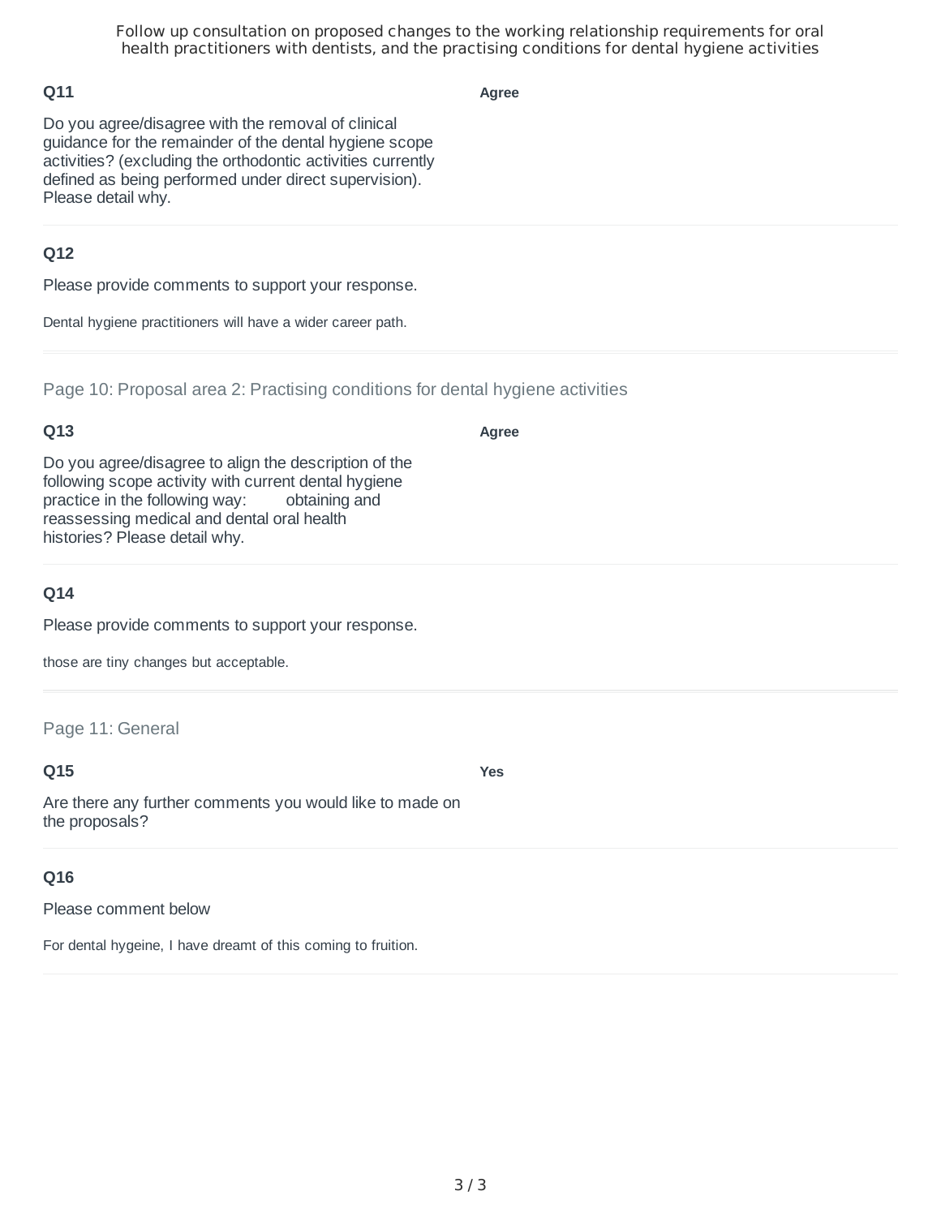**Q11**

Do you agree/disagree with the removal of clinical guidance for the remainder of the dental hygiene scope activities? (excluding the orthodontic activities currently defined as being performed under direct supervision). Please detail why.

**Agree**

**Q12**

Please provide comments to support your response.

Dental hygiene practitioners will have a wider career path.

Page 10: Proposal area 2: Practising conditions for dental hygiene activities

**Q13**

Do you agree/disagree to align the description of the following scope activity with current dental hygiene practice in the following way: obtaining and reassessing medical and dental oral health histories? Please detail why.

**Agree**

**Q14**

Please provide comments to support your response.

those are tiny changes but acceptable.

Page 11: General

**Q15**

Are there any further comments you would like to made on the proposals?

**Yes**

**Q16**

Please comment below

For dental hygeine, I have dreamt of this coming to fruition.